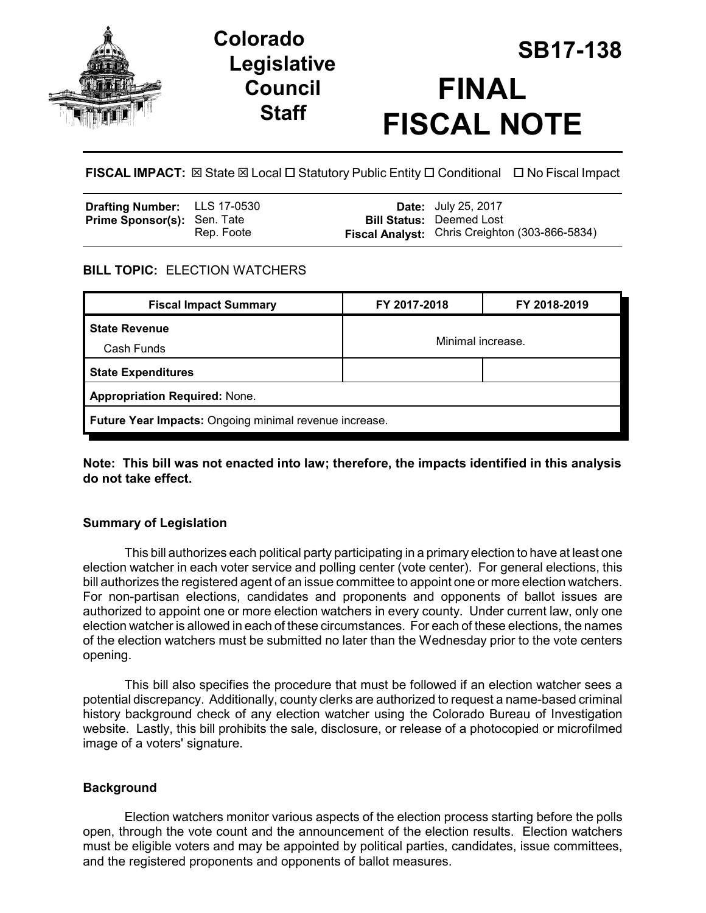# Colorado Legislative Council Staff

# SB17-138

# FINAL FISCAL NOTE

**FISCAL IMPACT:** ☒ State ☒ Local ☐ Statutory Public Entity ☐ Conditional ☐ No Fiscal Impact

| | | | |
|---|---|---|---|
| **Drafting Number:** | LLS 17-0530 | **Date:** | July 25, 2017 |
| **Prime Sponsor(s):** | Sen. Tate<br>Rep. Foote | **Bill Status:** | Deemed Lost |
| | | **Fiscal Analyst:** | Chris Creighton (303-866-5834) |

**BILL TOPIC:** ELECTION WATCHERS

| Fiscal Impact Summary | FY 2017-2018 | FY 2018-2019 |
|---|---|---|
| **State Revenue**<br>Cash Funds | Minimal increase. | |
| **State Expenditures** | | |
| **Appropriation Required:** None. | | |
| **Future Year Impacts:** Ongoing minimal revenue increase. | | |

**Note: This bill was not enacted into law; therefore, the impacts identified in this analysis do not take effect.**

### Summary of Legislation

This bill authorizes each political party participating in a primary election to have at least one election watcher in each voter service and polling center (vote center). For general elections, this bill authorizes the registered agent of an issue committee to appoint one or more election watchers. For non-partisan elections, candidates and proponents and opponents of ballot issues are authorized to appoint one or more election watchers in every county. Under current law, only one election watcher is allowed in each of these circumstances. For each of these elections, the names of the election watchers must be submitted no later than the Wednesday prior to the vote centers opening.

This bill also specifies the procedure that must be followed if an election watcher sees a potential discrepancy. Additionally, county clerks are authorized to request a name-based criminal history background check of any election watcher using the Colorado Bureau of Investigation website. Lastly, this bill prohibits the sale, disclosure, or release of a photocopied or microfilmed image of a voters' signature.

### Background

Election watchers monitor various aspects of the election process starting before the polls open, through the vote count and the announcement of the election results. Election watchers must be eligible voters and may be appointed by political parties, candidates, issue committees, and the registered proponents and opponents of ballot measures.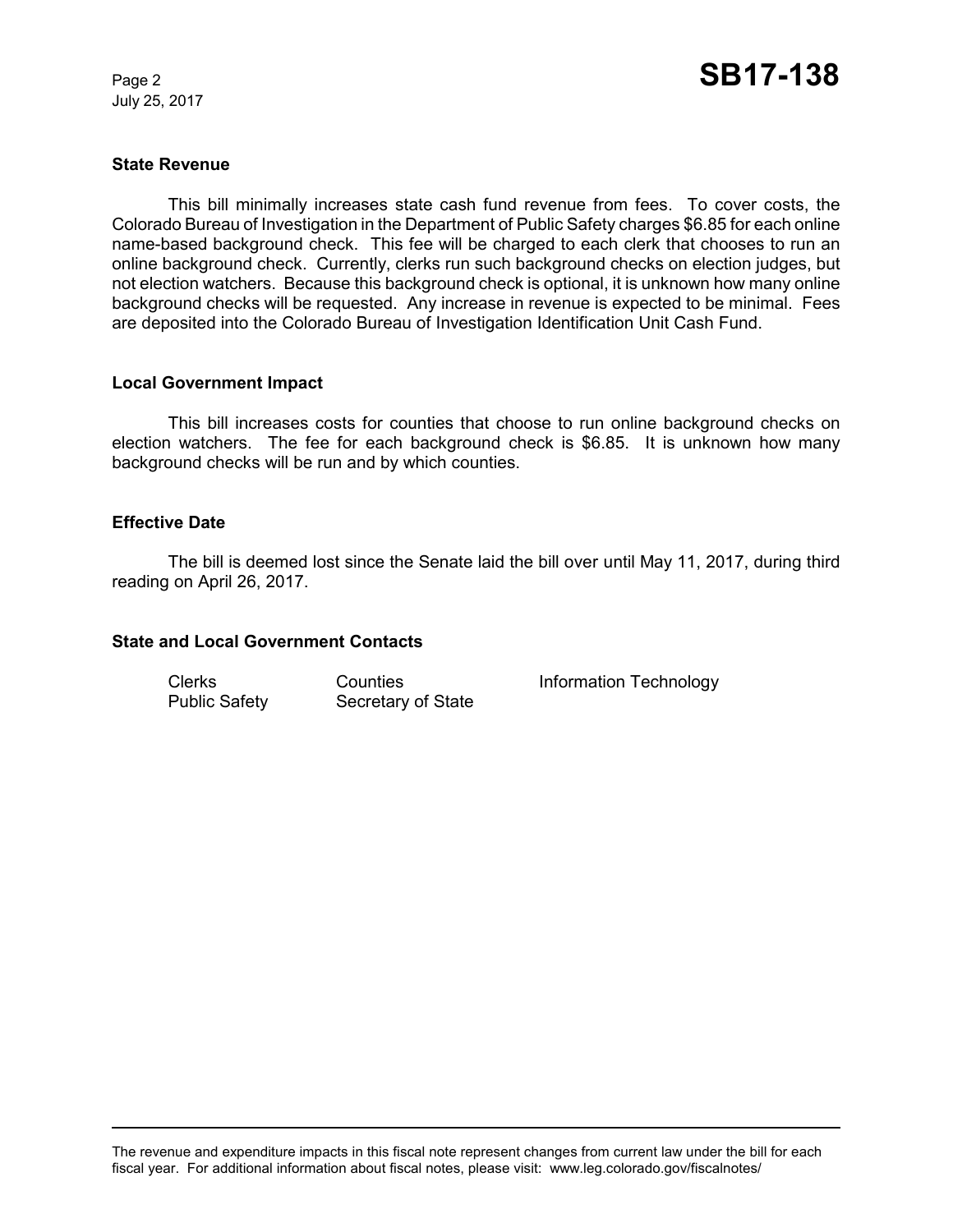### State Revenue

This bill minimally increases state cash fund revenue from fees. To cover costs, the Colorado Bureau of Investigation in the Department of Public Safety charges $6.85 for each online name-based background check. This fee will be charged to each clerk that chooses to run an online background check. Currently, clerks run such background checks on election judges, but not election watchers. Because this background check is optional, it is unknown how many online background checks will be requested. Any increase in revenue is expected to be minimal. Fees are deposited into the Colorado Bureau of Investigation Identification Unit Cash Fund.

### Local Government Impact

This bill increases costs for counties that choose to run online background checks on election watchers. The fee for each background check is $6.85. It is unknown how many background checks will be run and by which counties.

### Effective Date

The bill is deemed lost since the Senate laid the bill over until May 11, 2017, during third reading on April 26, 2017.

### State and Local Government Contacts

| | | |
|---|---|---|
| Clerks | Counties | Information Technology |
| Public Safety | Secretary of State | |

The revenue and expenditure impacts in this fiscal note represent changes from current law under the bill for each fiscal year. For additional information about fiscal notes, please visit: www.leg.colorado.gov/fiscalnotes/